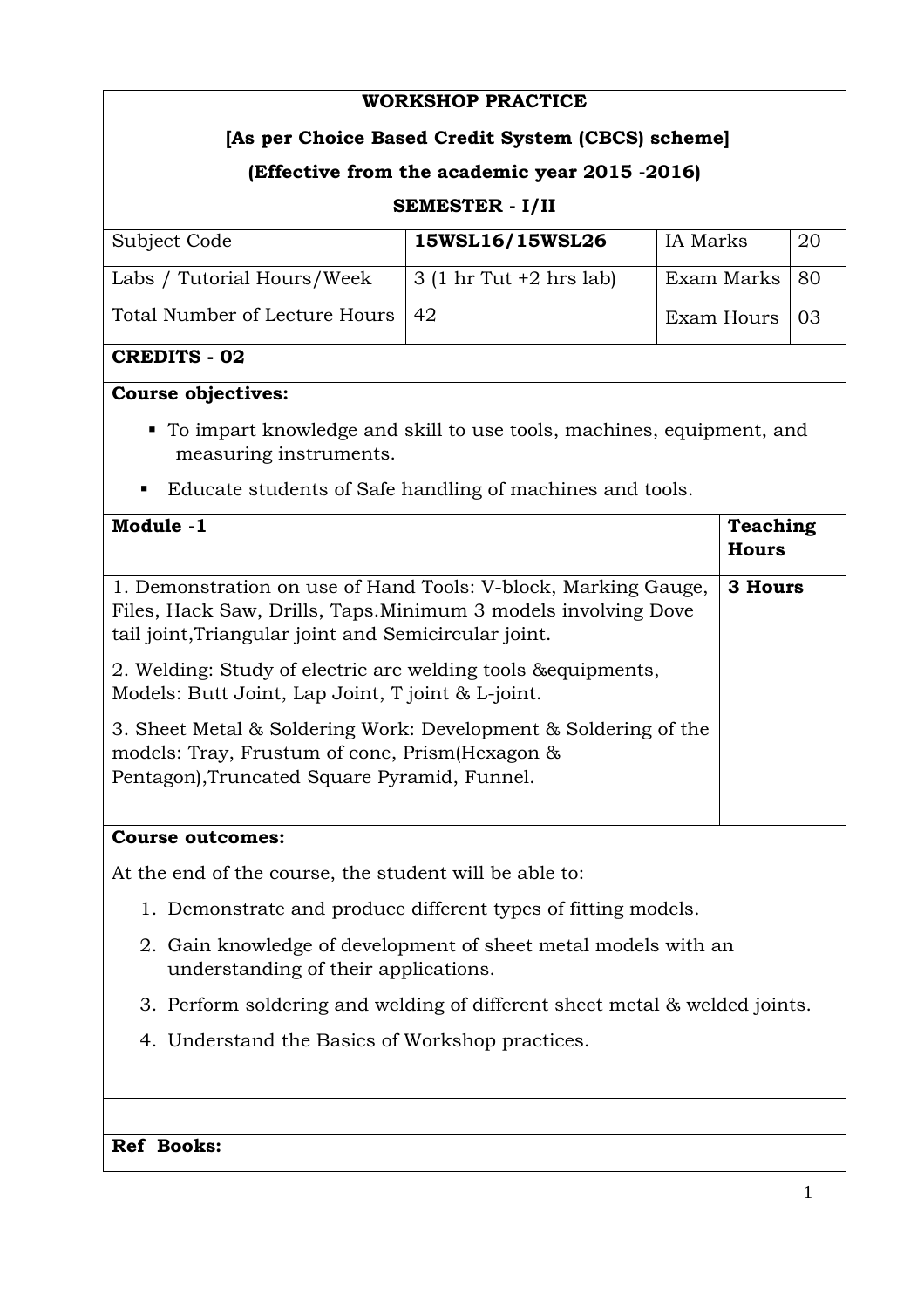**WORKSHOP PRACTICE**

**[As per Choice Based Credit System (CBCS) scheme]**

**(Effective from the academic year 2015 -2016)**

**SEMESTER - I/II**

| Subject Code | **15WSL16/15WSL26** | IA Marks | 20 |
|---|---|---|---|
| Labs / Tutorial Hours/Week | 3 (1 hr Tut +2 hrs lab) | Exam Marks | 80 |
| Total Number of Lecture Hours | 42 | Exam Hours | 03 |

**CREDITS - 02**

**Course objectives:**

- To impart knowledge and skill to use tools, machines, equipment, and measuring instruments.
- Educate students of Safe handling of machines and tools.

| **Module -1** | **Teaching Hours** |
|---|---|
| 1. Demonstration on use of Hand Tools: V-block, Marking Gauge, Files, Hack Saw, Drills, Taps.Minimum 3 models involving Dove tail joint,Triangular joint and Semicircular joint.<br><br>2. Welding: Study of electric arc welding tools &equipments, Models: Butt Joint, Lap Joint, T joint & L-joint.<br><br>3. Sheet Metal & Soldering Work: Development & Soldering of the models: Tray, Frustum of cone, Prism(Hexagon & Pentagon),Truncated Square Pyramid, Funnel. | **3 Hours** |

**Course outcomes:**

At the end of the course, the student will be able to:

1. Demonstrate and produce different types of fitting models.
2. Gain knowledge of development of sheet metal models with an understanding of their applications.
3. Perform soldering and welding of different sheet metal & welded joints.
4. Understand the Basics of Workshop practices.

**Ref Books:**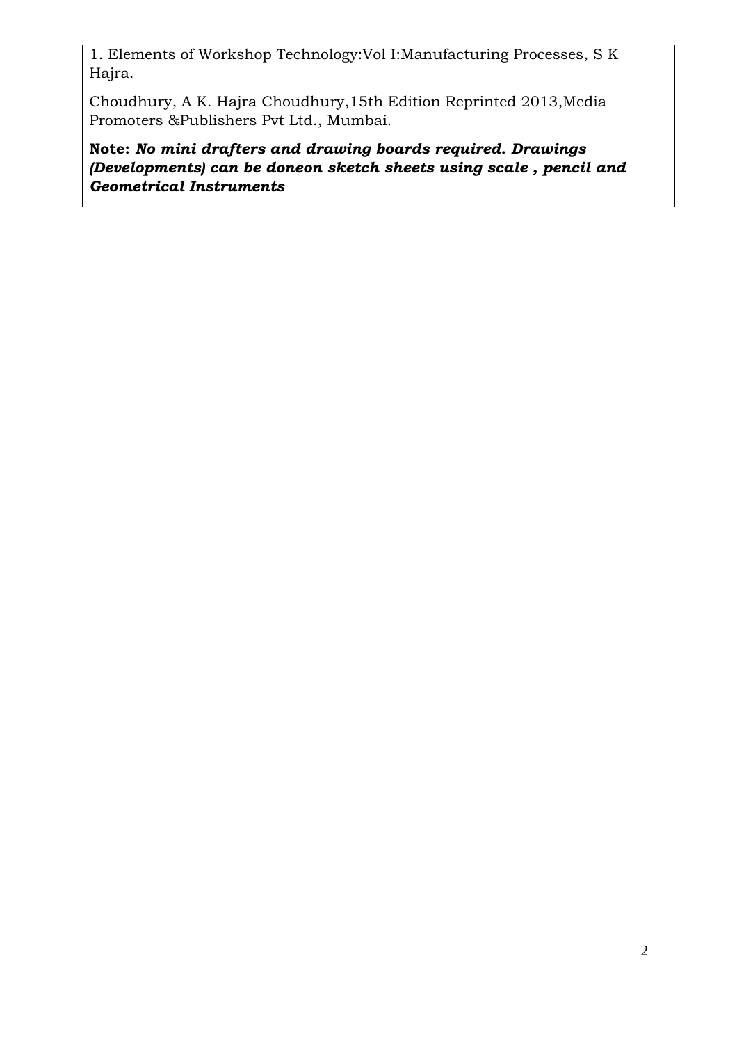1. Elements of Workshop Technology:Vol I:Manufacturing Processes, S K Hajra.

Choudhury, A K. Hajra Choudhury,15th Edition Reprinted 2013,Media Promoters &Publishers Pvt Ltd., Mumbai.

**Note:** ***No mini drafters and drawing boards required. Drawings (Developments) can be doneon sketch sheets using scale , pencil and Geometrical Instruments***